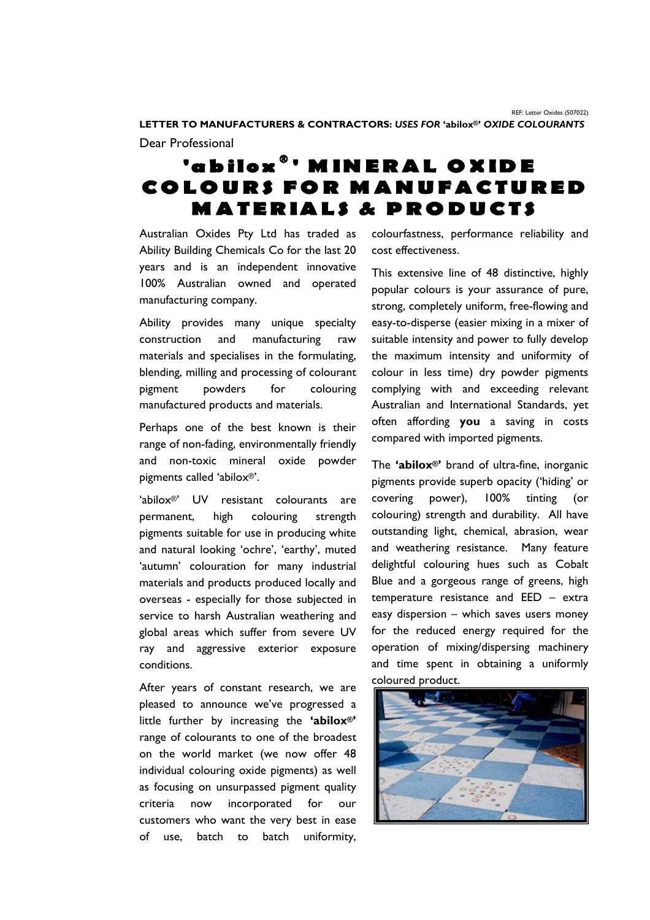REF: Letter Oxides (507022)

**LETTER TO MANUFACTURERS & CONTRACTORS:** ***USES FOR*** **'abilox®'** ***OXIDE COLOURANTS***

Dear Professional

# 'abilox®' MINERAL OXIDE COLOURS FOR MANUFACTURED MATERIALS & PRODUCTS

Australian Oxides Pty Ltd has traded as Ability Building Chemicals Co for the last 20 years and is an independent innovative 100% Australian owned and operated manufacturing company.

Ability provides many unique specialty construction and manufacturing raw materials and specialises in the formulating, blending, milling and processing of colourant pigment powders for colouring manufactured products and materials.

Perhaps one of the best known is their range of non-fading, environmentally friendly and non-toxic mineral oxide powder pigments called 'abilox®'.

'abilox®' UV resistant colourants are permanent, high colouring strength pigments suitable for use in producing white and natural looking 'ochre', 'earthy', muted 'autumn' colouration for many industrial materials and products produced locally and overseas - especially for those subjected in service to harsh Australian weathering and global areas which suffer from severe UV ray and aggressive exterior exposure conditions.

After years of constant research, we are pleased to announce we've progressed a little further by increasing the **'abilox®'** range of colourants to one of the broadest on the world market (we now offer 48 individual colouring oxide pigments) as well as focusing on unsurpassed pigment quality criteria now incorporated for our customers who want the very best in ease of use, batch to batch uniformity, colourfastness, performance reliability and cost effectiveness.

This extensive line of 48 distinctive, highly popular colours is your assurance of pure, strong, completely uniform, free-flowing and easy-to-disperse (easier mixing in a mixer of suitable intensity and power to fully develop the maximum intensity and uniformity of colour in less time) dry powder pigments complying with and exceeding relevant Australian and International Standards, yet often affording **you** a saving in costs compared with imported pigments.

The **'abilox®'** brand of ultra-fine, inorganic pigments provide superb opacity ('hiding' or covering power), 100% tinting (or colouring) strength and durability. All have outstanding light, chemical, abrasion, wear and weathering resistance. Many feature delightful colouring hues such as Cobalt Blue and a gorgeous range of greens, high temperature resistance and EED – extra easy dispersion – which saves users money for the reduced energy required for the operation of mixing/dispersing machinery and time spent in obtaining a uniformly coloured product.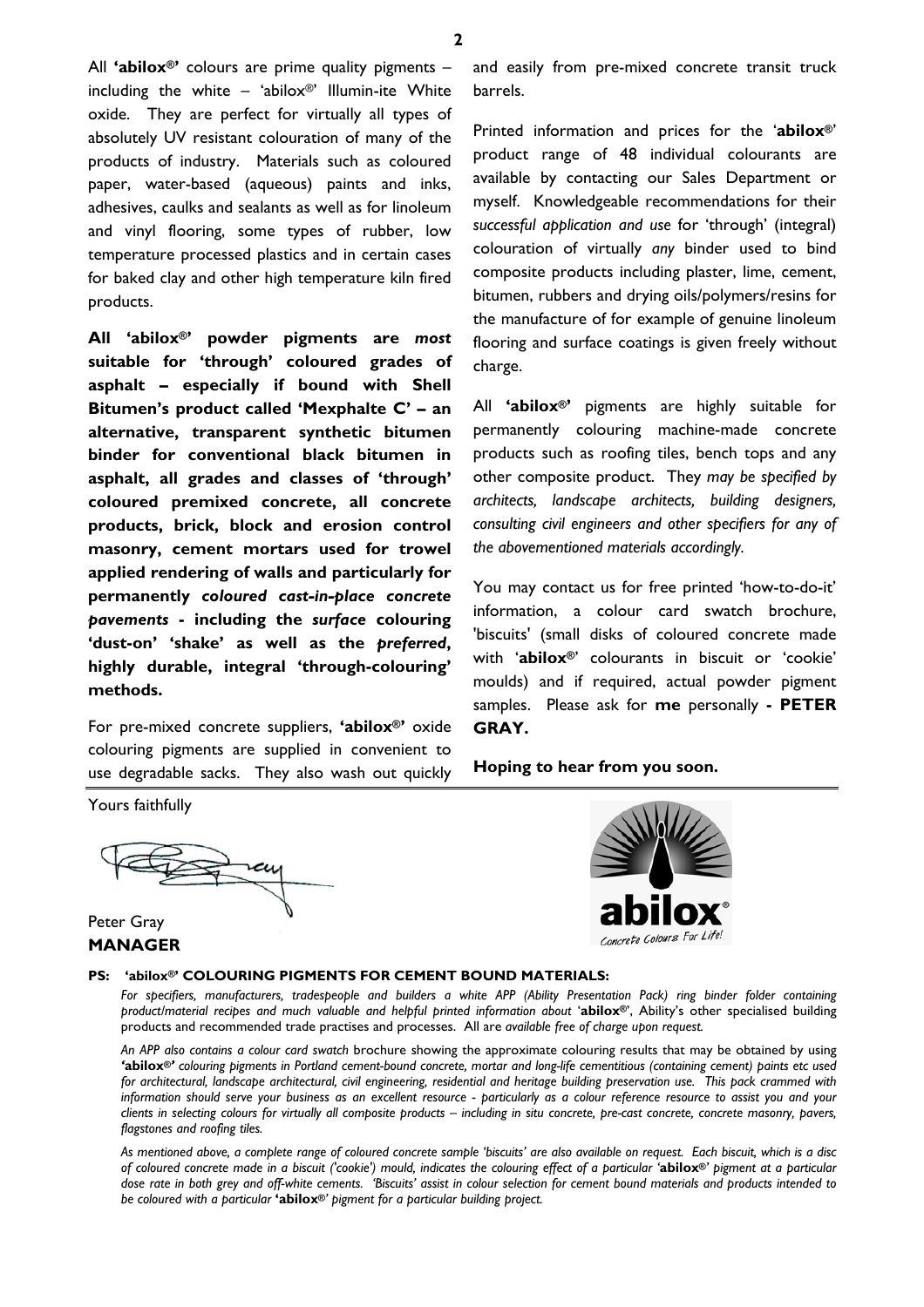All **'abilox®'** colours are prime quality pigments – including the white – 'abilox®' Illumin-ite White oxide. They are perfect for virtually all types of absolutely UV resistant colouration of many of the products of industry. Materials such as coloured paper, water-based (aqueous) paints and inks, adhesives, caulks and sealants as well as for linoleum and vinyl flooring, some types of rubber, low temperature processed plastics and in certain cases for baked clay and other high temperature kiln fired products.

**All 'abilox®' powder pigments are *most* suitable for 'through' coloured grades of asphalt – especially if bound with Shell Bitumen's product called 'Mexphalte C' – an alternative, transparent synthetic bitumen binder for conventional black bitumen in asphalt, all grades and classes of 'through' coloured premixed concrete, all concrete products, brick, block and erosion control masonry, cement mortars used for trowel applied rendering of walls and particularly for permanently *coloured cast-in-place concrete pavements* - including the *surface* colouring 'dust-on' 'shake' as well as the *preferred*, highly durable, integral 'through-colouring' methods.**

For pre-mixed concrete suppliers, **'abilox®'** oxide colouring pigments are supplied in convenient to use degradable sacks. They also wash out quickly and easily from pre-mixed concrete transit truck barrels.

Printed information and prices for the '**abilox®**' product range of 48 individual colourants are available by contacting our Sales Department or myself. Knowledgeable recommendations for their *successful application and use* for 'through' (integral) colouration of virtually *any* binder used to bind composite products including plaster, lime, cement, bitumen, rubbers and drying oils/polymers/resins for the manufacture of for example of genuine linoleum flooring and surface coatings is given freely without charge.

All **'abilox®'** pigments are highly suitable for permanently colouring machine-made concrete products such as roofing tiles, bench tops and any other composite product. They *may be specified by architects, landscape architects, building designers, consulting civil engineers and other specifiers for any of the abovementioned materials accordingly.*

You may contact us for free printed 'how-to-do-it' information, a colour card swatch brochure, 'biscuits' (small disks of coloured concrete made with '**abilox®**' colourants in biscuit or 'cookie' moulds) and if required, actual powder pigment samples. Please ask for **me** personally **- PETER GRAY.**

**Hoping to hear from you soon.**

Yours faithfully

Peter Gray
**MANAGER**

abilox®
Concrete Colours For Life!

**PS: 'abilox®' COLOURING PIGMENTS FOR CEMENT BOUND MATERIALS:**

*For specifiers, manufacturers, tradespeople and builders a white APP (Ability Presentation Pack) ring binder folder containing product/material recipes and much valuable and helpful printed information about '**abilox®**', Ability's other specialised building products and recommended trade practises and processes. All are available free of charge upon request.*

*An APP also contains a colour card swatch* brochure *showing the approximate colouring results that may be obtained by using **'abilox®'** colouring pigments in Portland cement-bound concrete, mortar and long-life cementitious (containing cement) paints etc used for architectural, landscape architectural, civil engineering, residential and heritage building preservation use. This pack crammed with information should serve your business as an excellent resource - particularly as a colour reference resource to assist you and your clients in selecting colours for virtually all composite products – including in situ concrete, pre-cast concrete, concrete masonry, pavers, flagstones and roofing tiles.*

*As mentioned above, a complete range of coloured concrete sample 'biscuits' are also available on request. Each biscuit, which is a disc of coloured concrete made in a biscuit ('cookie') mould, indicates the colouring effect of a particular '**abilox®**' pigment at a particular dose rate in both grey and off-white cements. 'Biscuits' assist in colour selection for cement bound materials and products intended to be coloured with a particular **'abilox®'** pigment for a particular building project.*